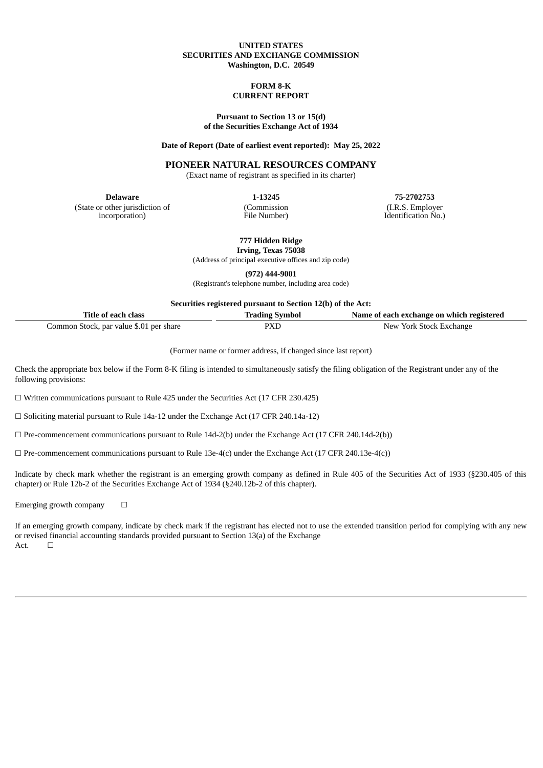**UNITED STATES**
**SECURITIES AND EXCHANGE COMMISSION**
**Washington, D.C. 20549**

**FORM 8-K**
**CURRENT REPORT**

**Pursuant to Section 13 or 15(d)**
**of the Securities Exchange Act of 1934**

**Date of Report (Date of earliest event reported): May 25, 2022**

# PIONEER NATURAL RESOURCES COMPANY

(Exact name of registrant as specified in its charter)

| **Delaware** | **1-13245** | **75-2702753** |
|---|---|---|
| (State or other jurisdiction of incorporation) | (Commission File Number) | (I.R.S. Employer Identification No.) |

**777 Hidden Ridge**
**Irving, Texas 75038**
(Address of principal executive offices and zip code)

**(972) 444-9001**
(Registrant's telephone number, including area code)

**Securities registered pursuant to Section 12(b) of the Act:**

| Title of each class | Trading Symbol | Name of each exchange on which registered |
|---|---|---|
| Common Stock, par value $.01 per share | PXD | New York Stock Exchange |

(Former name or former address, if changed since last report)

Check the appropriate box below if the Form 8-K filing is intended to simultaneously satisfy the filing obligation of the Registrant under any of the following provisions:

☐ Written communications pursuant to Rule 425 under the Securities Act (17 CFR 230.425)

☐ Soliciting material pursuant to Rule 14a-12 under the Exchange Act (17 CFR 240.14a-12)

☐ Pre-commencement communications pursuant to Rule 14d-2(b) under the Exchange Act (17 CFR 240.14d-2(b))

☐ Pre-commencement communications pursuant to Rule 13e-4(c) under the Exchange Act (17 CFR 240.13e-4(c))

Indicate by check mark whether the registrant is an emerging growth company as defined in Rule 405 of the Securities Act of 1933 (§230.405 of this chapter) or Rule 12b-2 of the Securities Exchange Act of 1934 (§240.12b-2 of this chapter).

Emerging growth company ☐

If an emerging growth company, indicate by check mark if the registrant has elected not to use the extended transition period for complying with any new or revised financial accounting standards provided pursuant to Section 13(a) of the Exchange Act. ☐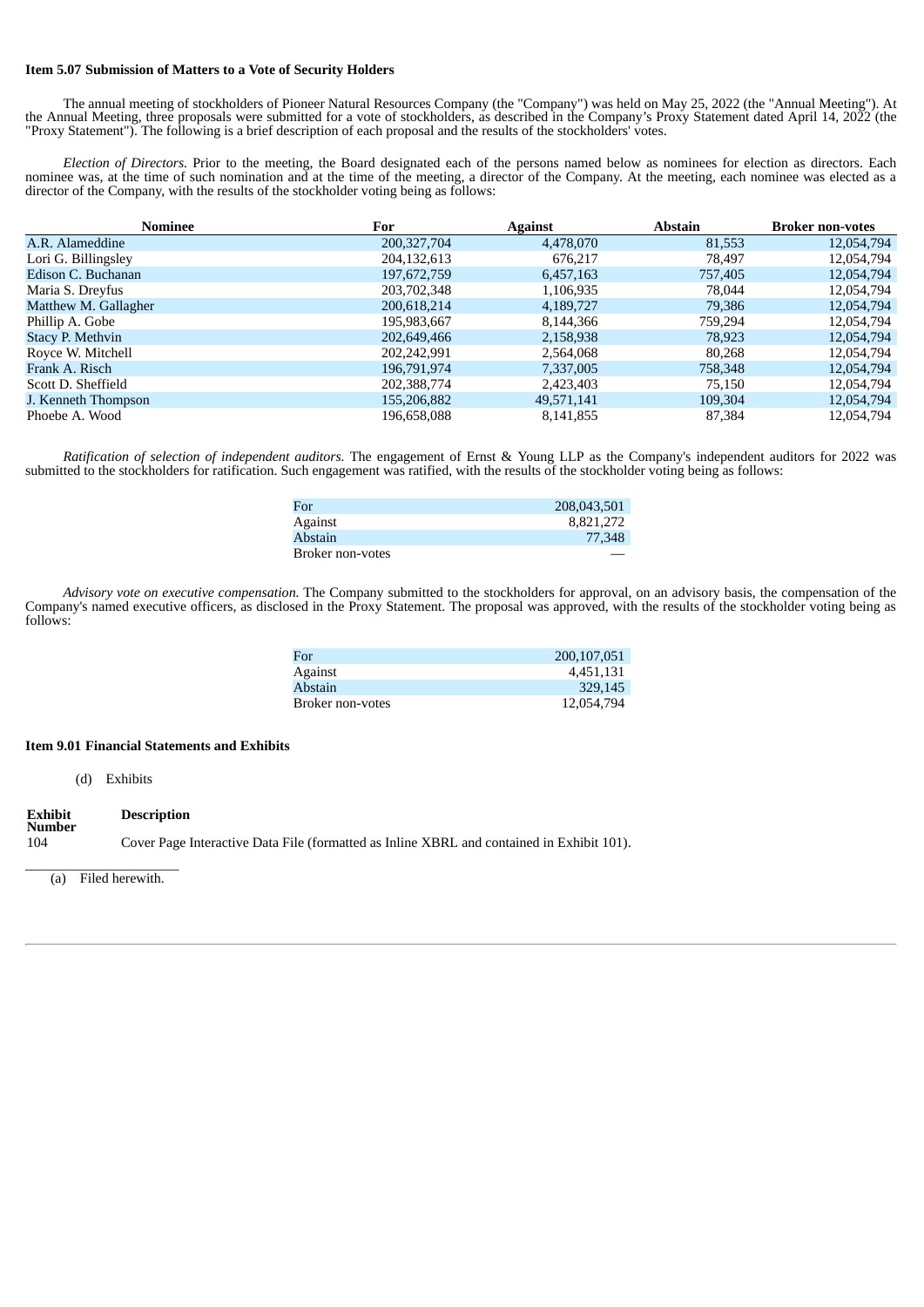**Item 5.07 Submission of Matters to a Vote of Security Holders**

The annual meeting of stockholders of Pioneer Natural Resources Company (the "Company") was held on May 25, 2022 (the "Annual Meeting"). At the Annual Meeting, three proposals were submitted for a vote of stockholders, as described in the Company's Proxy Statement dated April 14, 2022 (the "Proxy Statement"). The following is a brief description of each proposal and the results of the stockholders' votes.

*Election of Directors.* Prior to the meeting, the Board designated each of the persons named below as nominees for election as directors. Each nominee was, at the time of such nomination and at the time of the meeting, a director of the Company. At the meeting, each nominee was elected as a director of the Company, with the results of the stockholder voting being as follows:

| Nominee | For | Against | Abstain | Broker non-votes |
|---|---|---|---|---|
| A.R. Alameddine | 200,327,704 | 4,478,070 | 81,553 | 12,054,794 |
| Lori G. Billingsley | 204,132,613 | 676,217 | 78,497 | 12,054,794 |
| Edison C. Buchanan | 197,672,759 | 6,457,163 | 757,405 | 12,054,794 |
| Maria S. Dreyfus | 203,702,348 | 1,106,935 | 78,044 | 12,054,794 |
| Matthew M. Gallagher | 200,618,214 | 4,189,727 | 79,386 | 12,054,794 |
| Phillip A. Gobe | 195,983,667 | 8,144,366 | 759,294 | 12,054,794 |
| Stacy P. Methvin | 202,649,466 | 2,158,938 | 78,923 | 12,054,794 |
| Royce W. Mitchell | 202,242,991 | 2,564,068 | 80,268 | 12,054,794 |
| Frank A. Risch | 196,791,974 | 7,337,005 | 758,348 | 12,054,794 |
| Scott D. Sheffield | 202,388,774 | 2,423,403 | 75,150 | 12,054,794 |
| J. Kenneth Thompson | 155,206,882 | 49,571,141 | 109,304 | 12,054,794 |
| Phoebe A. Wood | 196,658,088 | 8,141,855 | 87,384 | 12,054,794 |

*Ratification of selection of independent auditors.* The engagement of Ernst & Young LLP as the Company's independent auditors for 2022 was submitted to the stockholders for ratification. Such engagement was ratified, with the results of the stockholder voting being as follows:

| | |
|---|---|
| For | 208,043,501 |
| Against | 8,821,272 |
| Abstain | 77,348 |
| Broker non-votes | — |

*Advisory vote on executive compensation.* The Company submitted to the stockholders for approval, on an advisory basis, the compensation of the Company's named executive officers, as disclosed in the Proxy Statement. The proposal was approved, with the results of the stockholder voting being as follows:

| | |
|---|---|
| For | 200,107,051 |
| Against | 4,451,131 |
| Abstain | 329,145 |
| Broker non-votes | 12,054,794 |

**Item 9.01 Financial Statements and Exhibits**

(d) Exhibits

| Exhibit Number | Description |
|---|---|
| 104 | Cover Page Interactive Data File (formatted as Inline XBRL and contained in Exhibit 101). |

---

(a) Filed herewith.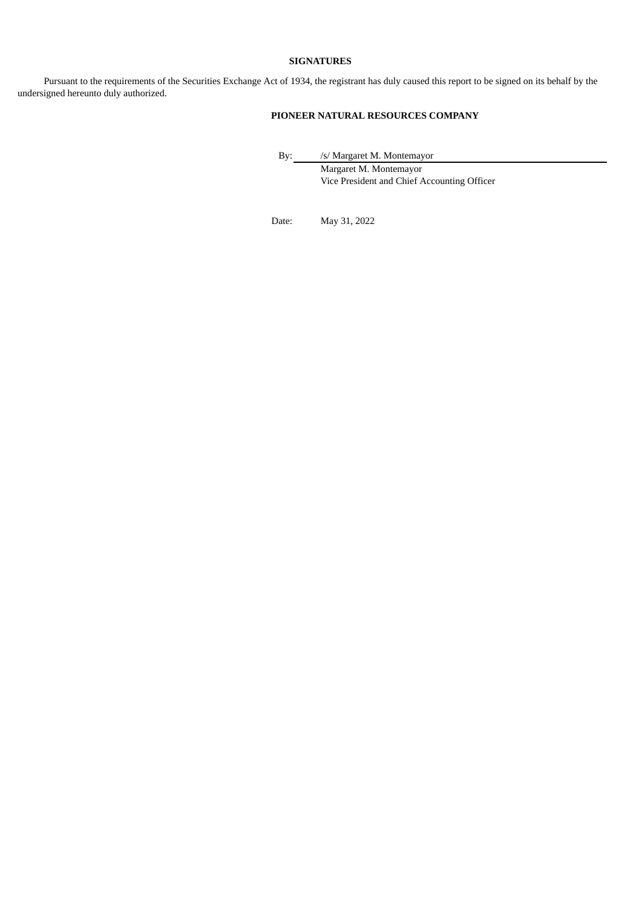**SIGNATURES**

Pursuant to the requirements of the Securities Exchange Act of 1934, the registrant has duly caused this report to be signed on its behalf by the undersigned hereunto duly authorized.

**PIONEER NATURAL RESOURCES COMPANY**

By: /s/ Margaret M. Montemayor
Margaret M. Montemayor
Vice President and Chief Accounting Officer

Date: May 31, 2022